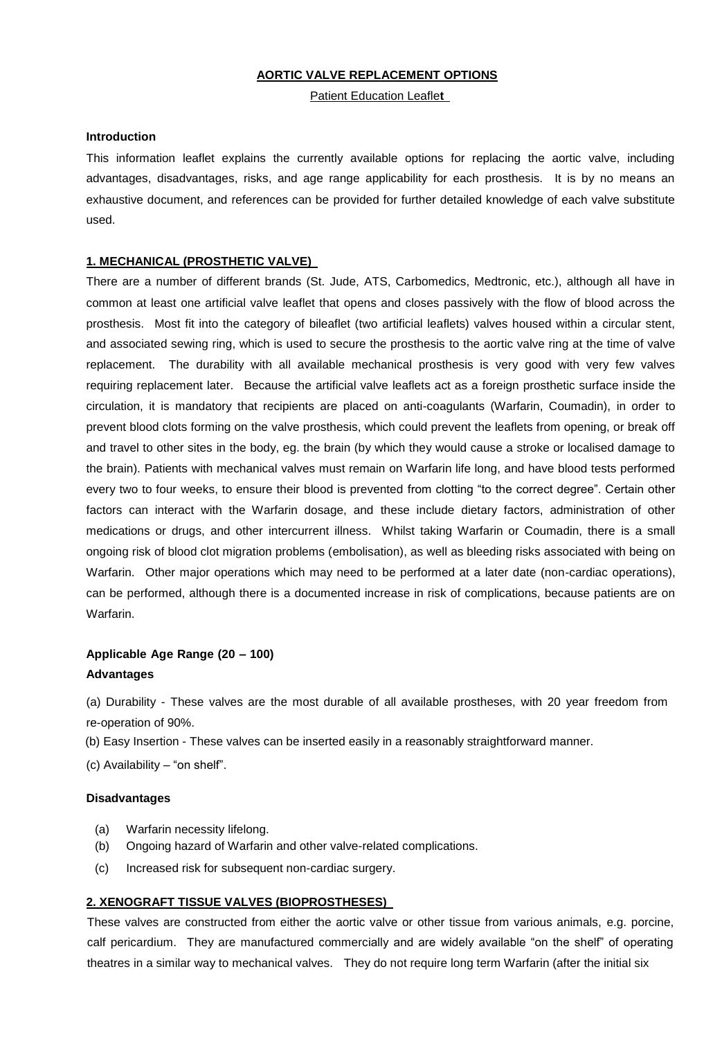# AORTIC VALVE REPLACEMENT OPTIONS

Patient Education Leaflet

### Introduction

This information leaflet explains the currently available options for replacing the aortic valve, including advantages, disadvantages, risks, and age range applicability for each prosthesis. It is by no means an exhaustive document, and references can be provided for further detailed knowledge of each valve substitute used.

## 1. MECHANICAL (PROSTHETIC VALVE)

There are a number of different brands (St. Jude, ATS, Carbomedics, Medtronic, etc.), although all have in common at least one artificial valve leaflet that opens and closes passively with the flow of blood across the prosthesis. Most fit into the category of bileaflet (two artificial leaflets) valves housed within a circular stent, and associated sewing ring, which is used to secure the prosthesis to the aortic valve ring at the time of valve replacement. The durability with all available mechanical prosthesis is very good with very few valves requiring replacement later. Because the artificial valve leaflets act as a foreign prosthetic surface inside the circulation, it is mandatory that recipients are placed on anti-coagulants (Warfarin, Coumadin), in order to prevent blood clots forming on the valve prosthesis, which could prevent the leaflets from opening, or break off and travel to other sites in the body, eg. the brain (by which they would cause a stroke or localised damage to the brain). Patients with mechanical valves must remain on Warfarin life long, and have blood tests performed every two to four weeks, to ensure their blood is prevented from clotting "to the correct degree". Certain other factors can interact with the Warfarin dosage, and these include dietary factors, administration of other medications or drugs, and other intercurrent illness. Whilst taking Warfarin or Coumadin, there is a small ongoing risk of blood clot migration problems (embolisation), as well as bleeding risks associated with being on Warfarin. Other major operations which may need to be performed at a later date (non-cardiac operations), can be performed, although there is a documented increase in risk of complications, because patients are on Warfarin.

### Applicable Age Range (20 – 100)

### Advantages

(a) Durability - These valves are the most durable of all available prostheses, with 20 year freedom from re-operation of 90%.

(b) Easy Insertion - These valves can be inserted easily in a reasonably straightforward manner.

(c) Availability – "on shelf".

### Disadvantages

(a) Warfarin necessity lifelong.
(b) Ongoing hazard of Warfarin and other valve-related complications.
(c) Increased risk for subsequent non-cardiac surgery.

## 2. XENOGRAFT TISSUE VALVES (BIOPROSTHESES)

These valves are constructed from either the aortic valve or other tissue from various animals, e.g. porcine, calf pericardium. They are manufactured commercially and are widely available "on the shelf" of operating theatres in a similar way to mechanical valves. They do not require long term Warfarin (after the initial six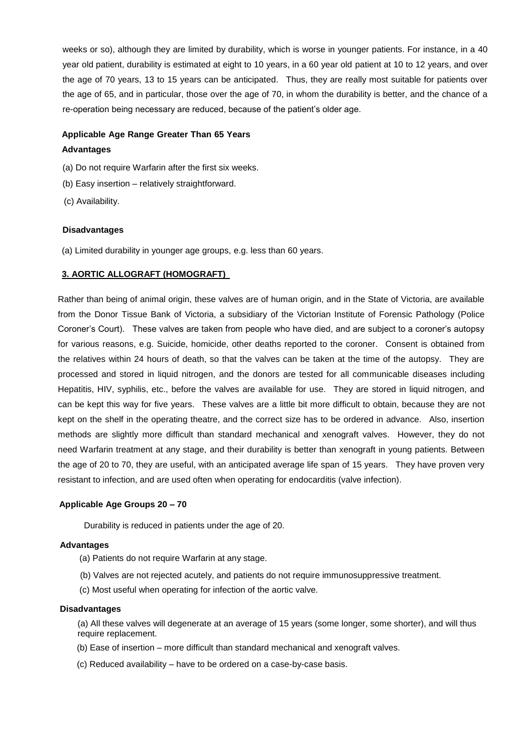weeks or so), although they are limited by durability, which is worse in younger patients. For instance, in a 40 year old patient, durability is estimated at eight to 10 years, in a 60 year old patient at 10 to 12 years, and over the age of 70 years, 13 to 15 years can be anticipated. Thus, they are really most suitable for patients over the age of 65, and in particular, those over the age of 70, in whom the durability is better, and the chance of a re-operation being necessary are reduced, because of the patient's older age.

**Applicable Age Range Greater Than 65 Years**

**Advantages**

(a) Do not require Warfarin after the first six weeks.

(b) Easy insertion – relatively straightforward.

(c) Availability.

**Disadvantages**

(a) Limited durability in younger age groups, e.g. less than 60 years.

### 3. AORTIC ALLOGRAFT (HOMOGRAFT)

Rather than being of animal origin, these valves are of human origin, and in the State of Victoria, are available from the Donor Tissue Bank of Victoria, a subsidiary of the Victorian Institute of Forensic Pathology (Police Coroner's Court). These valves are taken from people who have died, and are subject to a coroner's autopsy for various reasons, e.g. Suicide, homicide, other deaths reported to the coroner. Consent is obtained from the relatives within 24 hours of death, so that the valves can be taken at the time of the autopsy. They are processed and stored in liquid nitrogen, and the donors are tested for all communicable diseases including Hepatitis, HIV, syphilis, etc., before the valves are available for use. They are stored in liquid nitrogen, and can be kept this way for five years. These valves are a little bit more difficult to obtain, because they are not kept on the shelf in the operating theatre, and the correct size has to be ordered in advance. Also, insertion methods are slightly more difficult than standard mechanical and xenograft valves. However, they do not need Warfarin treatment at any stage, and their durability is better than xenograft in young patients. Between the age of 20 to 70, they are useful, with an anticipated average life span of 15 years. They have proven very resistant to infection, and are used often when operating for endocarditis (valve infection).

**Applicable Age Groups 20 – 70**

Durability is reduced in patients under the age of 20.

**Advantages**

(a) Patients do not require Warfarin at any stage.

(b) Valves are not rejected acutely, and patients do not require immunosuppressive treatment.

(c) Most useful when operating for infection of the aortic valve.

**Disadvantages**

(a) All these valves will degenerate at an average of 15 years (some longer, some shorter), and will thus require replacement.

(b) Ease of insertion – more difficult than standard mechanical and xenograft valves.

(c) Reduced availability – have to be ordered on a case-by-case basis.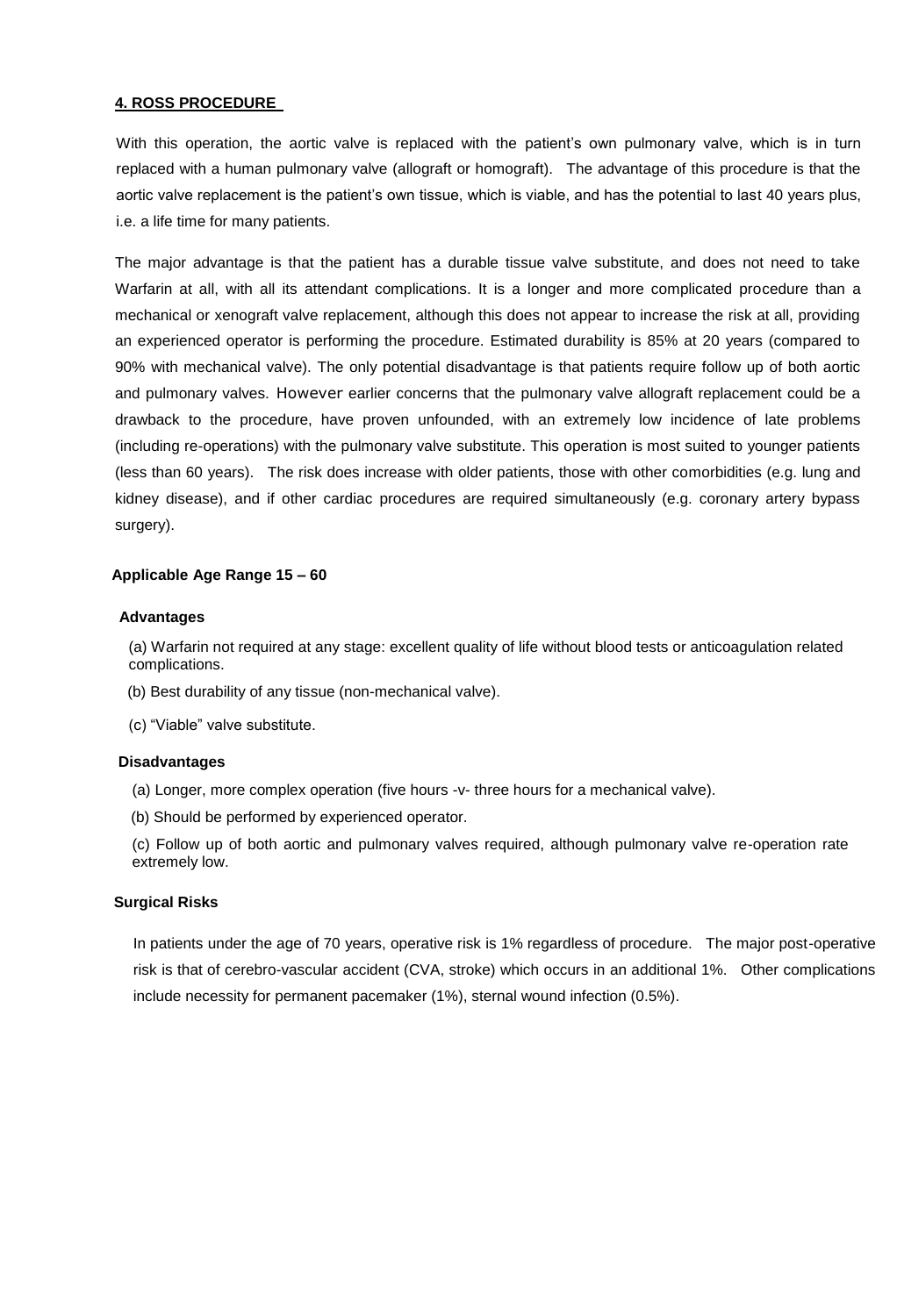## 4. ROSS PROCEDURE

With this operation, the aortic valve is replaced with the patient's own pulmonary valve, which is in turn replaced with a human pulmonary valve (allograft or homograft). The advantage of this procedure is that the aortic valve replacement is the patient's own tissue, which is viable, and has the potential to last 40 years plus, i.e. a life time for many patients.

The major advantage is that the patient has a durable tissue valve substitute, and does not need to take Warfarin at all, with all its attendant complications. It is a longer and more complicated procedure than a mechanical or xenograft valve replacement, although this does not appear to increase the risk at all, providing an experienced operator is performing the procedure. Estimated durability is 85% at 20 years (compared to 90% with mechanical valve). The only potential disadvantage is that patients require follow up of both aortic and pulmonary valves. However earlier concerns that the pulmonary valve allograft replacement could be a drawback to the procedure, have proven unfounded, with an extremely low incidence of late problems (including re-operations) with the pulmonary valve substitute. This operation is most suited to younger patients (less than 60 years). The risk does increase with older patients, those with other comorbidities (e.g. lung and kidney disease), and if other cardiac procedures are required simultaneously (e.g. coronary artery bypass surgery).

**Applicable Age Range 15 – 60**

**Advantages**

(a) Warfarin not required at any stage: excellent quality of life without blood tests or anticoagulation related complications.

(b) Best durability of any tissue (non-mechanical valve).

(c) "Viable" valve substitute.

**Disadvantages**

(a) Longer, more complex operation (five hours -v- three hours for a mechanical valve).

(b) Should be performed by experienced operator.

(c) Follow up of both aortic and pulmonary valves required, although pulmonary valve re-operation rate extremely low.

**Surgical Risks**

In patients under the age of 70 years, operative risk is 1% regardless of procedure. The major post-operative risk is that of cerebro-vascular accident (CVA, stroke) which occurs in an additional 1%. Other complications include necessity for permanent pacemaker (1%), sternal wound infection (0.5%).